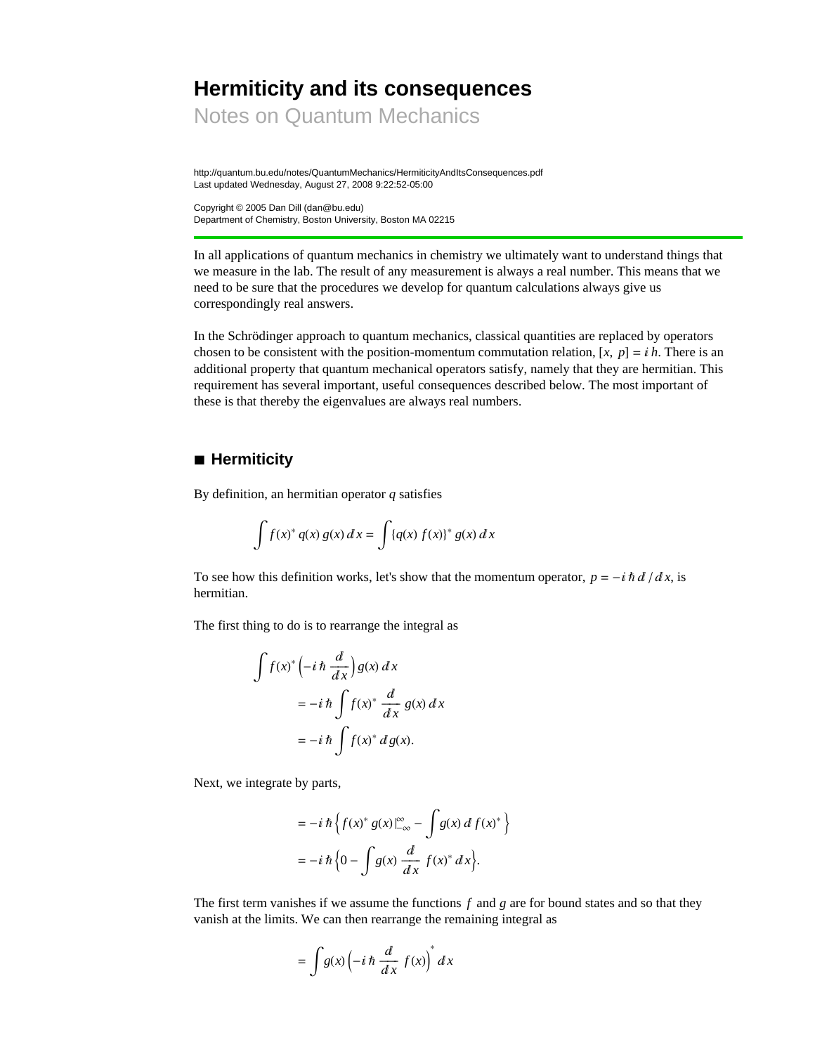# Hermiticity and its consequences

## Notes on Quantum Mechanics

http://quantum.bu.edu/notes/QuantumMechanics/HermiticityAndItsConsequences.pdf
Last updated Wednesday, August 27, 2008 9:22:52-05:00

Copyright © 2005 Dan Dill (dan@bu.edu)
Department of Chemistry, Boston University, Boston MA 02215

---

In all applications of quantum mechanics in chemistry we ultimately want to understand things that we measure in the lab. The result of any measurement is always a real number. This means that we need to be sure that the procedures we develop for quantum calculations always give us correspondingly real answers.

In the Schrödinger approach to quantum mechanics, classical quantities are replaced by operators chosen to be consistent with the position-momentum commutation relation, $[x, p] = i\,\hbar$. There is an additional property that quantum mechanical operators satisfy, namely that they are hermitian. This requirement has several important, useful consequences described below. The most important of these is that thereby the eigenvalues are always real numbers.

## ■ Hermiticity

By definition, an hermitian operator $q$ satisfies

$$\int f(x)^* \, q(x) \, g(x) \, dx = \int \{q(x) \, f(x)\}^* \, g(x) \, dx$$

To see how this definition works, let's show that the momentum operator, $p = -i\,\hbar\, d/dx$, is hermitian.

The first thing to do is to rearrange the integral as

$$\begin{aligned}
\int f(x)^* \left(-i\,\hbar \frac{d}{dx}\right) g(x) \, dx \\
= -i\,\hbar \int f(x)^* \frac{d}{dx} \, g(x) \, dx \\
= -i\,\hbar \int f(x)^* \, d\,g(x).
\end{aligned}$$

Next, we integrate by parts,

$$\begin{aligned}
&= -i\,\hbar \left\{ f(x)^* \, g(x) \big|_{-\infty}^{\infty} - \int g(x) \, d\, f(x)^* \right\} \\
&= -i\,\hbar \left\{ 0 - \int g(x) \frac{d}{dx} \, f(x)^* \, dx \right\}.
\end{aligned}$$

The first term vanishes if we assume the functions $f$ and $g$ are for bound states and so that they vanish at the limits. We can then rearrange the remaining integral as

$$= \int g(x) \left(-i\,\hbar \frac{d}{dx} \, f(x)\right)^* dx$$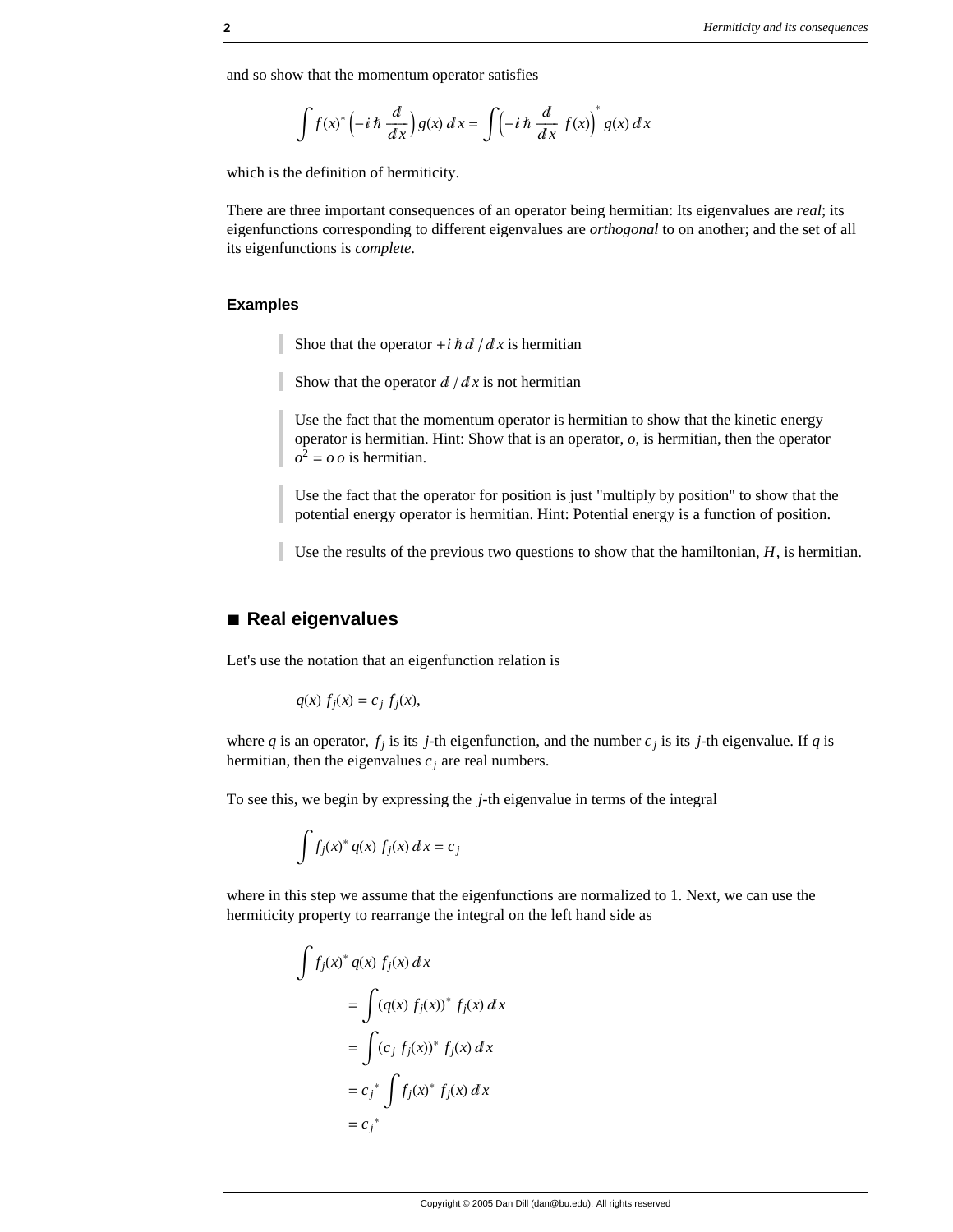and so show that the momentum operator satisfies

$$\int f(x)^* \left(-i\hbar \frac{d}{dx}\right) g(x)\, dx = \int \left(-i\hbar \frac{d}{dx}\; f(x)\right)^* g(x)\, dx$$

which is the definition of hermiticity.

There are three important consequences of an operator being hermitian: Its eigenvalues are *real*; its eigenfunctions corresponding to different eigenvalues are *orthogonal* to on another; and the set of all its eigenfunctions is *complete*.

### Examples

> Shoe that the operator $+i\hbar\, d/dx$ is hermitian

> Show that the operator $d/dx$ is not hermitian

> Use the fact that the momentum operator is hermitian to show that the kinetic energy operator is hermitian. Hint: Show that is an operator, $o$, is hermitian, then the operator $o^2 = o\, o$ is hermitian.

> Use the fact that the operator for position is just "multiply by position" to show that the potential energy operator is hermitian. Hint: Potential energy is a function of position.

> Use the results of the previous two questions to show that the hamiltonian, $H$, is hermitian.

## ■ Real eigenvalues

Let's use the notation that an eigenfunction relation is

$$q(x)\, f_j(x) = c_j\, f_j(x),$$

where $q$ is an operator, $f_j$ is its $j$-th eigenfunction, and the number $c_j$ is its $j$-th eigenvalue. If $q$ is hermitian, then the eigenvalues $c_j$ are real numbers.

To see this, we begin by expressing the $j$-th eigenvalue in terms of the integral

$$\int f_j(x)^*\, q(x)\, f_j(x)\, dx = c_j$$

where in this step we assume that the eigenfunctions are normalized to 1. Next, we can use the hermiticity property to rearrange the integral on the left hand side as

$$\begin{aligned}
&\int f_j(x)^*\, q(x)\, f_j(x)\, dx \\
&\quad = \int (q(x)\, f_j(x))^*\, f_j(x)\, dx \\
&\quad = \int (c_j\, f_j(x))^*\, f_j(x)\, dx \\
&\quad = c_j^* \int f_j(x)^*\, f_j(x)\, dx \\
&\quad = c_j^*
\end{aligned}$$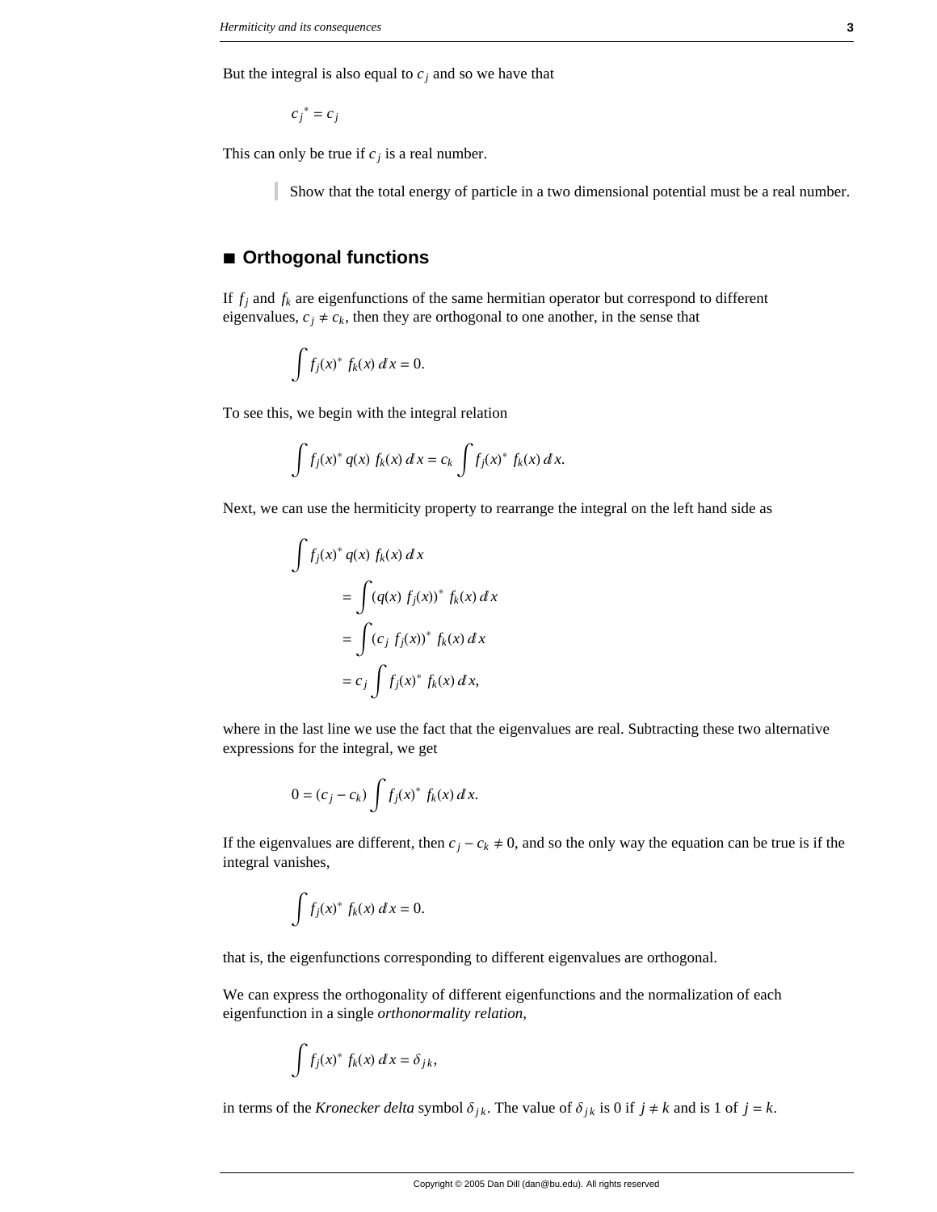But the integral is also equal to $c_j$ and so we have that

$$c_j{}^* = c_j$$

This can only be true if $c_j$ is a real number.

> Show that the total energy of particle in a two dimensional potential must be a real number.

## ■ Orthogonal functions

If $f_j$ and $f_k$ are eigenfunctions of the same hermitian operator but correspond to different eigenvalues, $c_j \neq c_k$, then they are orthogonal to one another, in the sense that

$$\int f_j(x)^* \, f_k(x) \, dx = 0.$$

To see this, we begin with the integral relation

$$\int f_j(x)^* \, q(x) \, f_k(x) \, dx = c_k \int f_j(x)^* \, f_k(x) \, dx.$$

Next, we can use the hermiticity property to rearrange the integral on the left hand side as

$$\begin{aligned}
&\int f_j(x)^* \, q(x) \, f_k(x) \, dx \\
&\qquad = \int (q(x) \, f_j(x))^* \, f_k(x) \, dx \\
&\qquad = \int (c_j \, f_j(x))^* \, f_k(x) \, dx \\
&\qquad = c_j \int f_j(x)^* \, f_k(x) \, dx,
\end{aligned}$$

where in the last line we use the fact that the eigenvalues are real. Subtracting these two alternative expressions for the integral, we get

$$0 = (c_j - c_k) \int f_j(x)^* \, f_k(x) \, dx.$$

If the eigenvalues are different, then $c_j - c_k \neq 0$, and so the only way the equation can be true is if the integral vanishes,

$$\int f_j(x)^* \, f_k(x) \, dx = 0.$$

that is, the eigenfunctions corresponding to different eigenvalues are orthogonal.

We can express the orthogonality of different eigenfunctions and the normalization of each eigenfunction in a single *orthonormality relation*,

$$\int f_j(x)^* \, f_k(x) \, dx = \delta_{jk},$$

in terms of the *Kronecker delta* symbol $\delta_{jk}$. The value of $\delta_{jk}$ is 0 if $j \neq k$ and is 1 of $j = k$.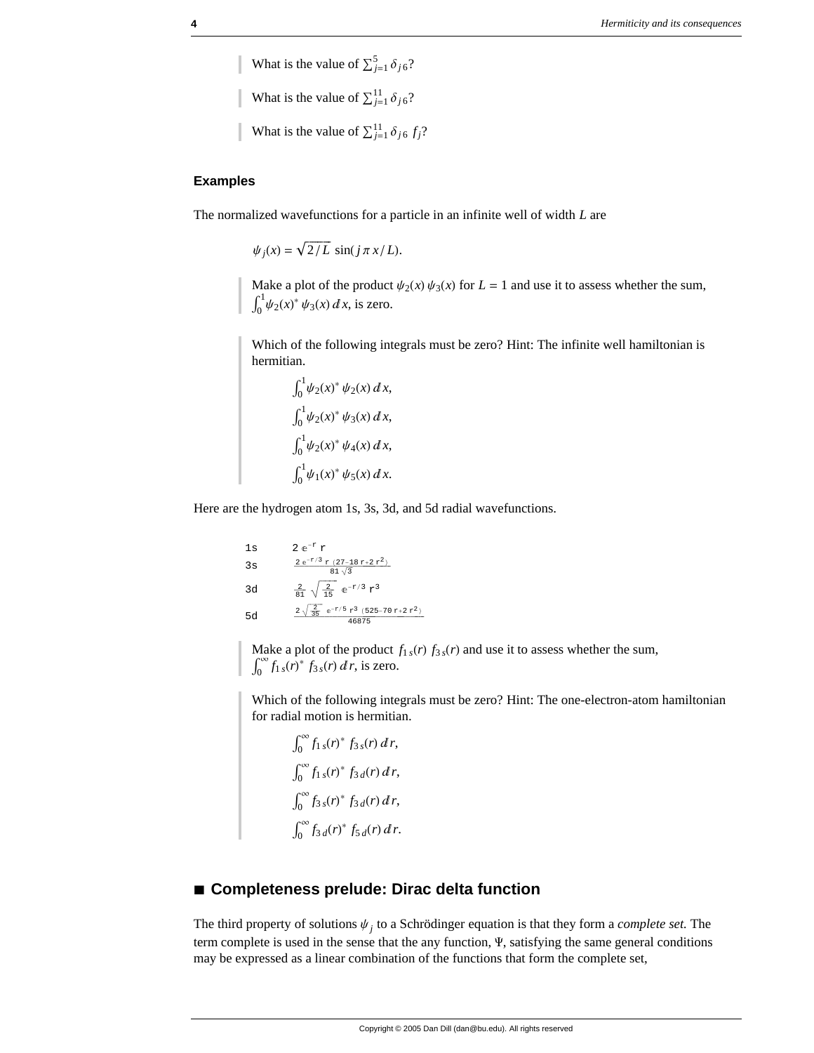> What is the value of $\sum_{j=1}^{5} \delta_{j\,6}$?

> What is the value of $\sum_{j=1}^{11} \delta_{j\,6}$?

> What is the value of $\sum_{j=1}^{11} \delta_{j\,6}\ f_j$?

### Examples

The normalized wavefunctions for a particle in an infinite well of width $L$ are

$$\psi_j(x) = \sqrt{2/L}\ \sin(j\,\pi\,x/L).$$

> Make a plot of the product $\psi_2(x)\,\psi_3(x)$ for $L = 1$ and use it to assess whether the sum, $\int_0^1 \psi_2(x)^*\,\psi_3(x)\,dx$, is zero.

> Which of the following integrals must be zero? Hint: The infinite well hamiltonian is hermitian.
>
> $\int_0^1 \psi_2(x)^*\,\psi_2(x)\,dx$,
>
> $\int_0^1 \psi_2(x)^*\,\psi_3(x)\,dx$,
>
> $\int_0^1 \psi_2(x)^*\,\psi_4(x)\,dx$,
>
> $\int_0^1 \psi_1(x)^*\,\psi_5(x)\,dx$.

Here are the hydrogen atom 1s, 3s, 3d, and 5d radial wavefunctions.

| | |
|---|---|
| 1s | $2\,e^{-r}\,r$ |
| 3s | $\frac{2\,e^{-r/3}\,r\,(27-18\,r+2\,r^2)}{81\,\sqrt{3}}$ |
| 3d | $\frac{2}{81}\,\sqrt{\frac{2}{15}}\,e^{-r/3}\,r^3$ |
| 5d | $\frac{2\,\sqrt{\frac{2}{35}}\,e^{-r/5}\,r^3\,(525-70\,r+2\,r^2)}{46875}$ |

> Make a plot of the product $f_{1s}(r)\ f_{3s}(r)$ and use it to assess whether the sum, $\int_0^\infty f_{1s}(r)^*\ f_{3s}(r)\,dr$, is zero.

> Which of the following integrals must be zero? Hint: The one-electron-atom hamiltonian for radial motion is hermitian.
>
> $\int_0^\infty f_{1s}(r)^*\ f_{3s}(r)\,dr$,
>
> $\int_0^\infty f_{1s}(r)^*\ f_{3d}(r)\,dr$,
>
> $\int_0^\infty f_{3s}(r)^*\ f_{3d}(r)\,dr$,
>
> $\int_0^\infty f_{3d}(r)^*\ f_{5d}(r)\,dr$.

## ■ Completeness prelude: Dirac delta function

The third property of solutions $\psi_j$ to a Schrödinger equation is that they form a *complete set.* The term complete is used in the sense that the any function, $\Psi$, satisfying the same general conditions may be expressed as a linear combination of the functions that form the complete set,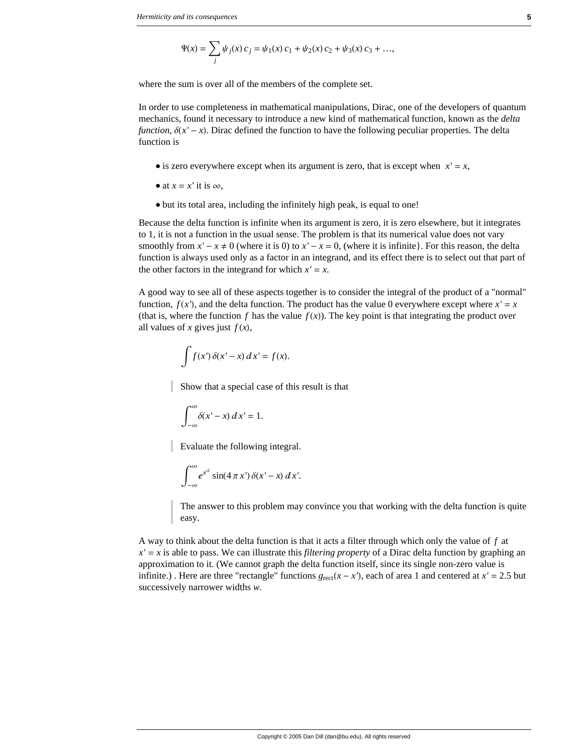$$\Psi(x) = \sum_j \psi_j(x)\, c_j = \psi_1(x)\, c_1 + \psi_2(x)\, c_2 + \psi_3(x)\, c_3 + \ldots,$$

where the sum is over all of the members of the complete set.

In order to use completeness in mathematical manipulations, Dirac, one of the developers of quantum mechanics, found it necessary to introduce a new kind of mathematical function, known as the *delta function*, $\delta(x' - x)$. Dirac defined the function to have the following peculiar properties. The delta function is

- is zero everywhere except when its argument is zero, that is except when $x' = x$,
- at $x = x'$ it is $\infty$,
- but its total area, including the infinitely high peak, is equal to one!

Because the delta function is infinite when its argument is zero, it is zero elsewhere, but it integrates to 1, it is not a function in the usual sense. The problem is that its numerical value does not vary smoothly from $x' - x \neq 0$ (where it is 0) to $x' - x = 0$, (where it is infinite}. For this reason, the delta function is always used only as a factor in an integrand, and its effect there is to select out that part of the other factors in the integrand for which $x' = x$.

A good way to see all of these aspects together is to consider the integral of the product of a "normal" function, $f(x')$, and the delta function. The product has the value 0 everywhere except where $x' = x$ (that is, where the function $f$ has the value $f(x)$). The key point is that integrating the product over all values of $x$ gives just $f(x)$,

$$\int f(x')\, \delta(x' - x)\, dx' = f(x).$$

> Show that a special case of this result is that
>
> $$\int_{-\infty}^{\infty} \delta(x' - x)\, dx' = 1.$$

> Evaluate the following integral.
>
> $$\int_{-\infty}^{\infty} e^{x'^2} \sin(4\pi x')\, \delta(x' - x)\, dx'.$$

> The answer to this problem may convince you that working with the delta function is quite easy.

A way to think about the delta function is that it acts a filter through which only the value of $f$ at $x' = x$ is able to pass. We can illustrate this *filtering property* of a Dirac delta function by graphing an approximation to it. (We cannot graph the delta function itself, since its single non-zero value is infinite.) . Here are three "rectangle" functions $g_{\text{rect}}(x - x')$, each of area 1 and centered at $x' = 2.5$ but successively narrower widths $w$.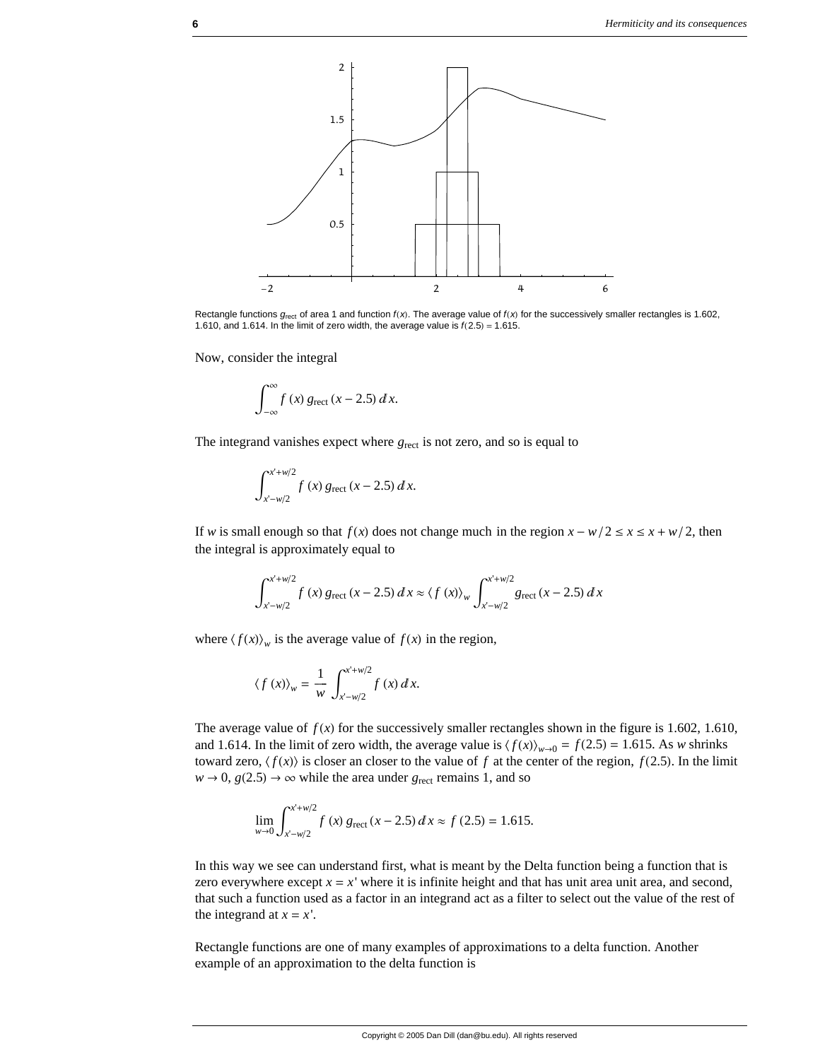Rectangle functions $g_{\text{rect}}$ of area 1 and function $f(x)$. The average value of $f(x)$ for the successively smaller rectangles is 1.602, 1.610, and 1.614. In the limit of zero width, the average value is $f(2.5) = 1.615$.

Now, consider the integral

$$\int_{-\infty}^{\infty} f(x)\, g_{\text{rect}}(x - 2.5)\, dx.$$

The integrand vanishes expect where $g_{\text{rect}}$ is not zero, and so is equal to

$$\int_{x'-w/2}^{x'+w/2} f(x)\, g_{\text{rect}}(x - 2.5)\, dx.$$

If $w$ is small enough so that $f(x)$ does not change much in the region $x - w/2 \leq x \leq x + w/2$, then the integral is approximately equal to

$$\int_{x'-w/2}^{x'+w/2} f(x)\, g_{\text{rect}}(x - 2.5)\, dx \approx \langle f(x) \rangle_w \int_{x'-w/2}^{x'+w/2} g_{\text{rect}}(x - 2.5)\, dx$$

where $\langle f(x) \rangle_w$ is the average value of $f(x)$ in the region,

$$\langle f(x) \rangle_w = \frac{1}{w} \int_{x'-w/2}^{x'+w/2} f(x)\, dx.$$

The average value of $f(x)$ for the successively smaller rectangles shown in the figure is 1.602, 1.610, and 1.614. In the limit of zero width, the average value is $\langle f(x) \rangle_{w \to 0} = f(2.5) = 1.615$. As $w$ shrinks toward zero, $\langle f(x) \rangle$ is closer an closer to the value of $f$ at the center of the region, $f(2.5)$. In the limit $w \to 0$, $g(2.5) \to \infty$ while the area under $g_{\text{rect}}$ remains 1, and so

$$\lim_{w \to 0} \int_{x'-w/2}^{x'+w/2} f(x)\, g_{\text{rect}}(x - 2.5)\, dx \approx f(2.5) = 1.615.$$

In this way we see can understand first, what is meant by the Delta function being a function that is zero everywhere except $x = x'$ where it is infinite height and that has unit area unit area, and second, that such a function used as a factor in an integrand act as a filter to select out the value of the rest of the integrand at $x = x'$.

Rectangle functions are one of many examples of approximations to a delta function. Another example of an approximation to the delta function is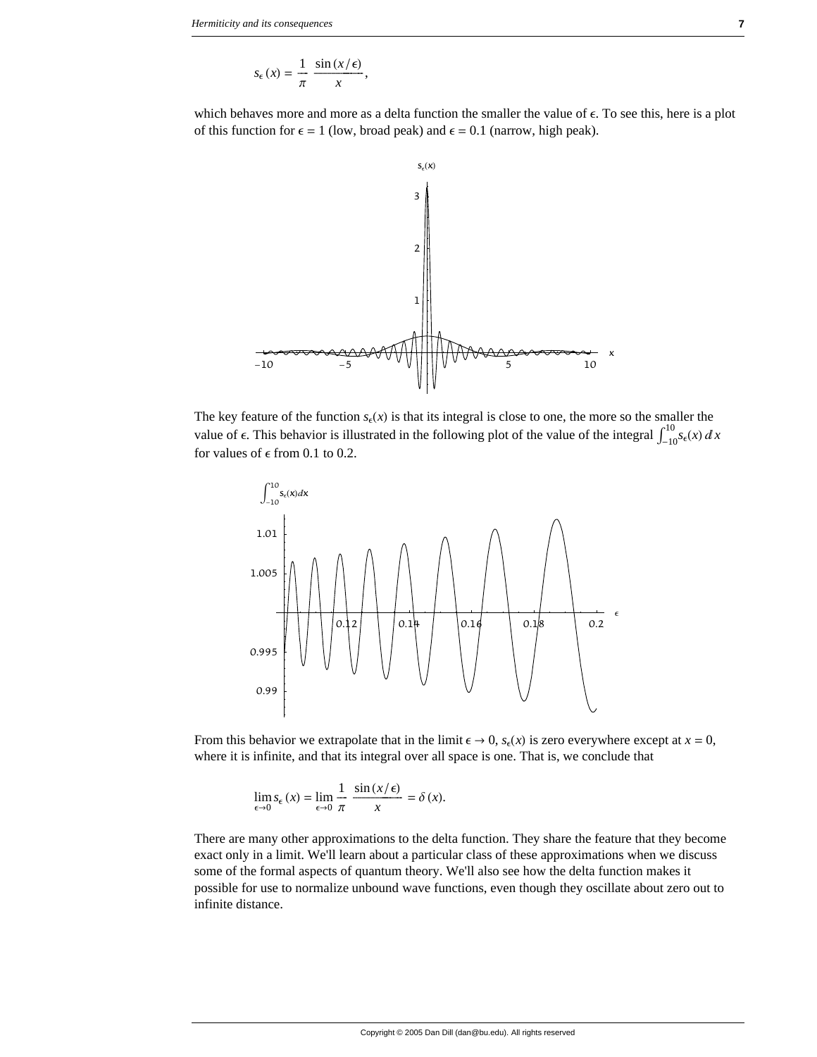$$s_\epsilon(x) = \frac{1}{\pi}\,\frac{\sin(x/\epsilon)}{x},$$

which behaves more and more as a delta function the smaller the value of $\epsilon$. To see this, here is a plot of this function for $\epsilon = 1$ (low, broad peak) and $\epsilon = 0.1$ (narrow, high peak).

The key feature of the function $s_\epsilon(x)$ is that its integral is close to one, the more so the smaller the value of $\epsilon$. This behavior is illustrated in the following plot of the value of the integral $\int_{-10}^{10} s_\epsilon(x)\,dx$ for values of $\epsilon$ from 0.1 to 0.2.

From this behavior we extrapolate that in the limit $\epsilon \to 0$, $s_\epsilon(x)$ is zero everywhere except at $x = 0$, where it is infinite, and that its integral over all space is one. That is, we conclude that

$$\lim_{\epsilon \to 0} s_\epsilon(x) = \lim_{\epsilon \to 0} \frac{1}{\pi}\,\frac{\sin(x/\epsilon)}{x} = \delta(x).$$

There are many other approximations to the delta function. They share the feature that they become exact only in a limit. We'll learn about a particular class of these approximations when we discuss some of the formal aspects of quantum theory. We'll also see how the delta function makes it possible for use to normalize unbound wave functions, even though they oscillate about zero out to infinite distance.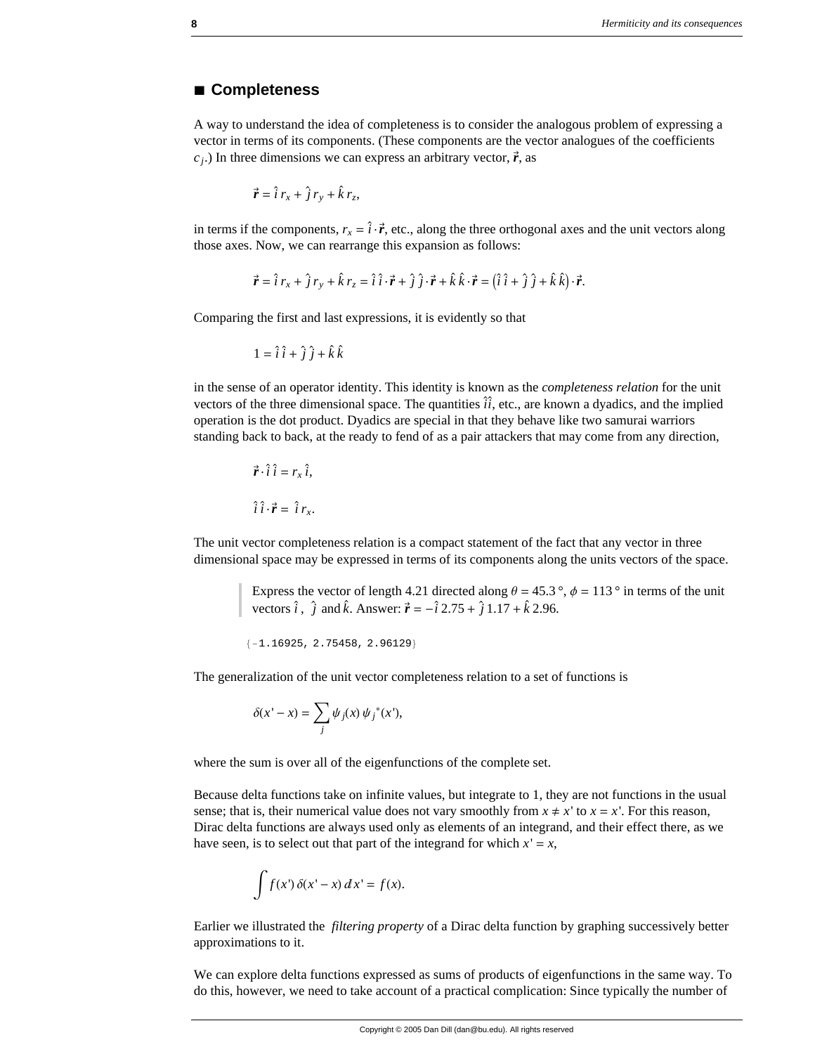## ■ Completeness

A way to understand the idea of completeness is to consider the analogous problem of expressing a vector in terms of its components. (These components are the vector analogues of the coefficients $c_j$.) In three dimensions we can express an arbitrary vector, $\vec{\boldsymbol{r}}$, as

$$\vec{\boldsymbol{r}} = \hat{\imath}\, r_x + \hat{\jmath}\, r_y + \hat{k}\, r_z,$$

in terms if the components, $r_x = \hat{\imath} \cdot \vec{\boldsymbol{r}}$, etc., along the three orthogonal axes and the unit vectors along those axes. Now, we can rearrange this expansion as follows:

$$\vec{\boldsymbol{r}} = \hat{\imath}\, r_x + \hat{\jmath}\, r_y + \hat{k}\, r_z = \hat{\imath}\, \hat{\imath} \cdot \vec{\boldsymbol{r}} + \hat{\jmath}\, \hat{\jmath} \cdot \vec{\boldsymbol{r}} + \hat{k}\, \hat{k} \cdot \vec{\boldsymbol{r}} = \left(\hat{\imath}\, \hat{\imath} + \hat{\jmath}\, \hat{\jmath} + \hat{k}\, \hat{k}\right) \cdot \vec{\boldsymbol{r}}.$$

Comparing the first and last expressions, it is evidently so that

$$1 = \hat{\imath}\, \hat{\imath} + \hat{\jmath}\, \hat{\jmath} + \hat{k}\, \hat{k}$$

in the sense of an operator identity. This identity is known as the *completeness relation* for the unit vectors of the three dimensional space. The quantities $\hat{\imath}\hat{\imath}$, etc., are known a dyadics, and the implied operation is the dot product. Dyadics are special in that they behave like two samurai warriors standing back to back, at the ready to fend of as a pair attackers that may come from any direction,

$$\vec{\boldsymbol{r}} \cdot \hat{\imath}\, \hat{\imath} = r_x\, \hat{\imath},$$

$$\hat{\imath}\, \hat{\imath} \cdot \vec{\boldsymbol{r}} = \hat{\imath}\, r_x.$$

The unit vector completeness relation is a compact statement of the fact that any vector in three dimensional space may be expressed in terms of its components along the units vectors of the space.

> Express the vector of length 4.21 directed along $\theta = 45.3\,°$, $\phi = 113\,°$ in terms of the unit vectors $\hat{\imath}$, $\hat{\jmath}$ and $\hat{k}$. Answer: $\vec{\boldsymbol{r}} = -\hat{\imath}\, 2.75 + \hat{\jmath}\, 1.17 + \hat{k}\, 2.96.$

```
{-1.16925, 2.75458, 2.96129}
```

The generalization of the unit vector completeness relation to a set of functions is

$$\delta(x' - x) = \sum_j \psi_j(x)\, \psi_j^*(x'),$$

where the sum is over all of the eigenfunctions of the complete set.

Because delta functions take on infinite values, but integrate to 1, they are not functions in the usual sense; that is, their numerical value does not vary smoothly from $x \neq x'$ to $x = x'$. For this reason, Dirac delta functions are always used only as elements of an integrand, and their effect there, as we have seen, is to select out that part of the integrand for which $x' = x$,

$$\int f(x')\, \delta(x' - x)\, dx' = f(x).$$

Earlier we illustrated the *filtering property* of a Dirac delta function by graphing successively better approximations to it.

We can explore delta functions expressed as sums of products of eigenfunctions in the same way. To do this, however, we need to take account of a practical complication: Since typically the number of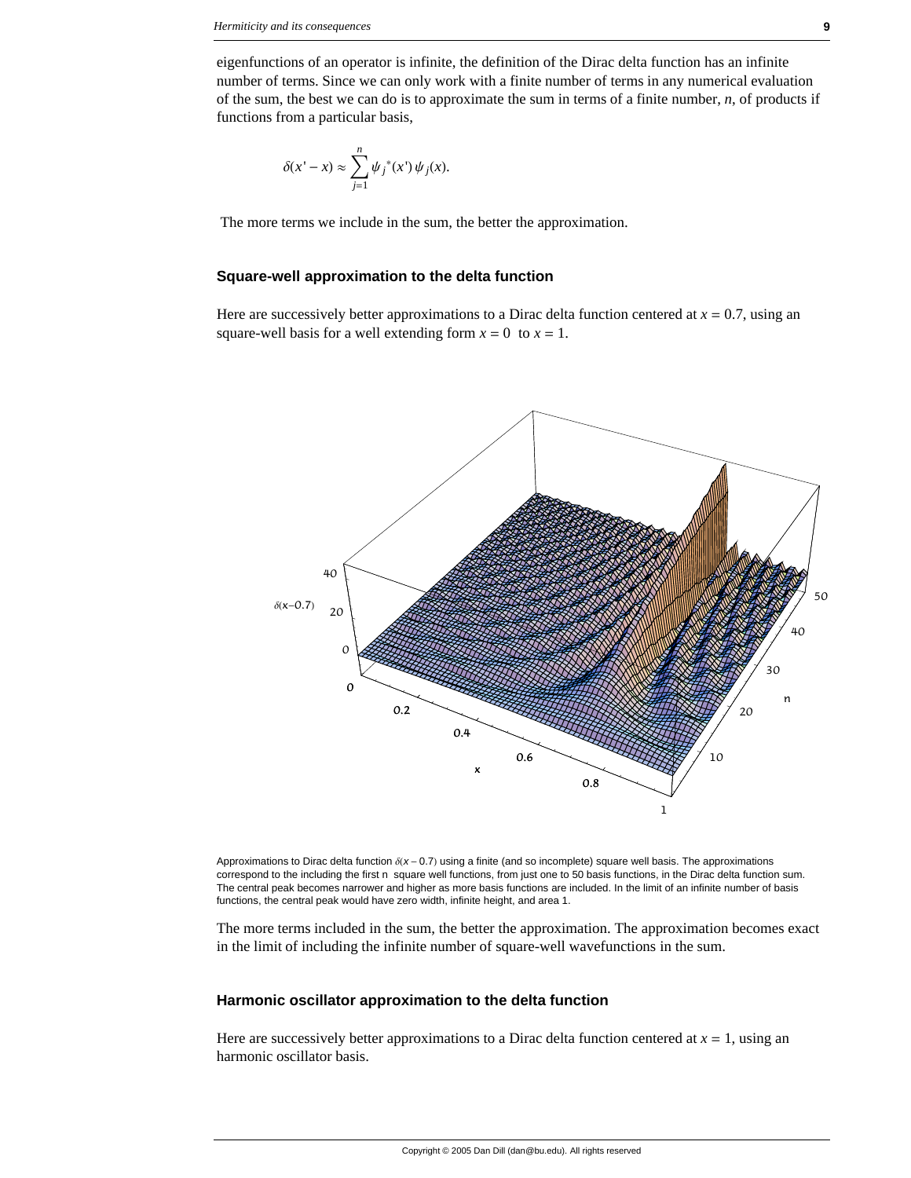eigenfunctions of an operator is infinite, the definition of the Dirac delta function has an infinite number of terms. Since we can only work with a finite number of terms in any numerical evaluation of the sum, the best we can do is to approximate the sum in terms of a finite number, $n$, of products if functions from a particular basis,

$$\delta(x' - x) \approx \sum_{j=1}^{n} \psi_j^*(x')\, \psi_j(x).$$

The more terms we include in the sum, the better the approximation.

## Square-well approximation to the delta function

Here are successively better approximations to a Dirac delta function centered at $x = 0.7$, using an square-well basis for a well extending form $x = 0$ to $x = 1$.

Approximations to Dirac delta function $\delta(x - 0.7)$ using a finite (and so incomplete) square well basis. The approximations correspond to the including the first n square well functions, from just one to 50 basis functions, in the Dirac delta function sum. The central peak becomes narrower and higher as more basis functions are included. In the limit of an infinite number of basis functions, the central peak would have zero width, infinite height, and area 1.

The more terms included in the sum, the better the approximation. The approximation becomes exact in the limit of including the infinite number of square-well wavefunctions in the sum.

## Harmonic oscillator approximation to the delta function

Here are successively better approximations to a Dirac delta function centered at $x = 1$, using an harmonic oscillator basis.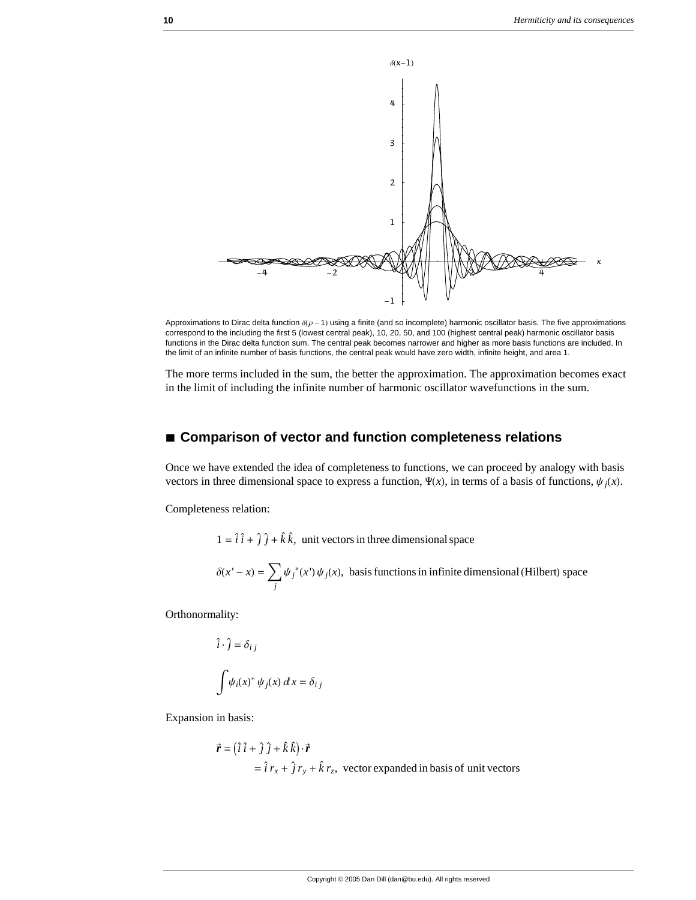Approximations to Dirac delta function $\delta(\rho - 1)$ using a finite (and so incomplete) harmonic oscillator basis. The five approximations correspond to the including the first 5 (lowest central peak), 10, 20, 50, and 100 (highest central peak) harmonic oscillator basis functions in the Dirac delta function sum. The central peak becomes narrower and higher as more basis functions are included. In the limit of an infinite number of basis functions, the central peak would have zero width, infinite height, and area 1.

The more terms included in the sum, the better the approximation. The approximation becomes exact in the limit of including the infinite number of harmonic oscillator wavefunctions in the sum.

## ■ Comparison of vector and function completeness relations

Once we have extended the idea of completeness to functions, we can proceed by analogy with basis vectors in three dimensional space to express a function, $\Psi(x)$, in terms of a basis of functions, $\psi_j(x)$.

Completeness relation:

$$1 = \hat{i}\,\hat{i} + \hat{j}\,\hat{j} + \hat{k}\,\hat{k}, \text{ unit vectors in three dimensional space}$$

$$\delta(x' - x) = \sum_j \psi_j^*(x')\,\psi_j(x), \text{ basis functions in infinite dimensional (Hilbert) space}$$

Orthonormality:

$$\hat{i} \cdot \hat{j} = \delta_{i\,j}$$

$$\int \psi_i(x)^*\,\psi_j(x)\,dx = \delta_{i\,j}$$

Expansion in basis:

$$\begin{aligned}\vec{r} &= \left(\hat{i}\,\hat{i} + \hat{j}\,\hat{j} + \hat{k}\,\hat{k}\right)\cdot\vec{r} \\ &= \hat{i}\,r_x + \hat{j}\,r_y + \hat{k}\,r_z, \text{ vector expanded in basis of unit vectors}\end{aligned}$$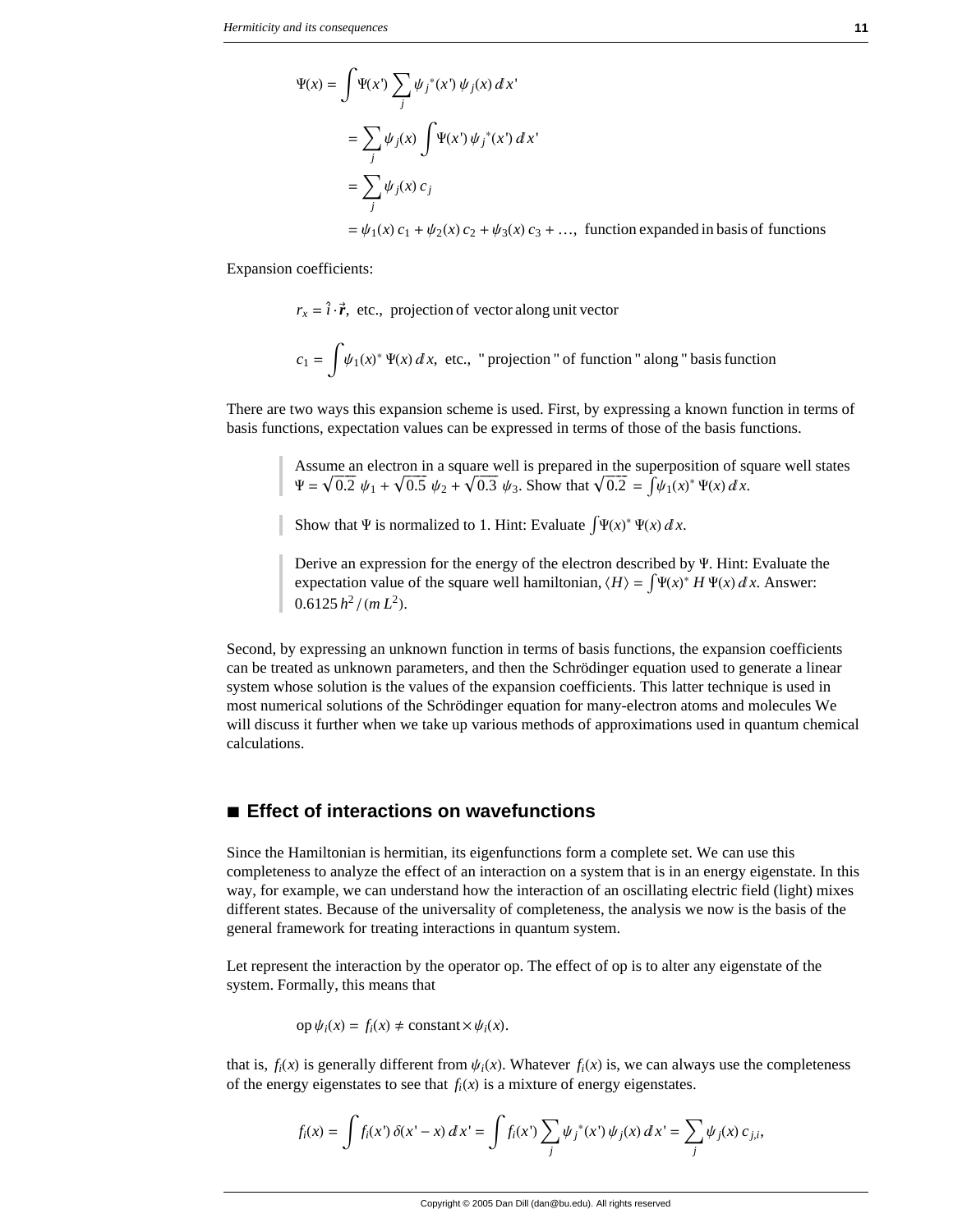$$
\begin{aligned}
\Psi(x) &= \int \Psi(x') \sum_j \psi_j^*(x')\, \psi_j(x)\, dx' \\
&= \sum_j \psi_j(x) \int \Psi(x')\, \psi_j^*(x')\, dx' \\
&= \sum_j \psi_j(x)\, c_j \\
&= \psi_1(x)\, c_1 + \psi_2(x)\, c_2 + \psi_3(x)\, c_3 + \ldots, \text{ function expanded in basis of functions}
\end{aligned}
$$

Expansion coefficients:

$$r_x = \hat{\imath} \cdot \vec{r}, \text{ etc., projection of vector along unit vector}$$

$$c_1 = \int \psi_1(x)^* \, \Psi(x)\, dx, \text{ etc., "projection" of function "along" basis function}$$

There are two ways this expansion scheme is used. First, by expressing a known function in terms of basis functions, expectation values can be expressed in terms of those of the basis functions.

> Assume an electron in a square well is prepared in the superposition of square well states $\Psi = \sqrt{0.2}\ \psi_1 + \sqrt{0.5}\ \psi_2 + \sqrt{0.3}\ \psi_3$. Show that $\sqrt{0.2} = \int \psi_1(x)^*\, \Psi(x)\, dx$.

> Show that $\Psi$ is normalized to 1. Hint: Evaluate $\int \Psi(x)^*\, \Psi(x)\, dx$.

> Derive an expression for the energy of the electron described by $\Psi$. Hint: Evaluate the expectation value of the square well hamiltonian, $\langle H \rangle = \int \Psi(x)^*\, H\, \Psi(x)\, dx$. Answer: $0.6125\, h^2 / (m\, L^2)$.

Second, by expressing an unknown function in terms of basis functions, the expansion coefficients can be treated as unknown parameters, and then the Schrödinger equation used to generate a linear system whose solution is the values of the expansion coefficients. This latter technique is used in most numerical solutions of the Schrödinger equation for many-electron atoms and molecules We will discuss it further when we take up various methods of approximations used in quantum chemical calculations.

## ■ Effect of interactions on wavefunctions

Since the Hamiltonian is hermitian, its eigenfunctions form a complete set. We can use this completeness to analyze the effect of an interaction on a system that is in an energy eigenstate. In this way, for example, we can understand how the interaction of an oscillating electric field (light) mixes different states. Because of the universality of completeness, the analysis we now is the basis of the general framework for treating interactions in quantum system.

Let represent the interaction by the operator op. The effect of op is to alter any eigenstate of the system. Formally, this means that

$$\text{op}\, \psi_i(x) = f_i(x) \neq \text{constant} \times \psi_i(x).$$

that is, $f_i(x)$ is generally different from $\psi_i(x)$. Whatever $f_i(x)$ is, we can always use the completeness of the energy eigenstates to see that $f_i(x)$ is a mixture of energy eigenstates.

$$f_i(x) = \int f_i(x')\, \delta(x' - x)\, dx' = \int f_i(x') \sum_j \psi_j^*(x')\, \psi_j(x)\, dx' = \sum_j \psi_j(x)\, c_{j,i},$$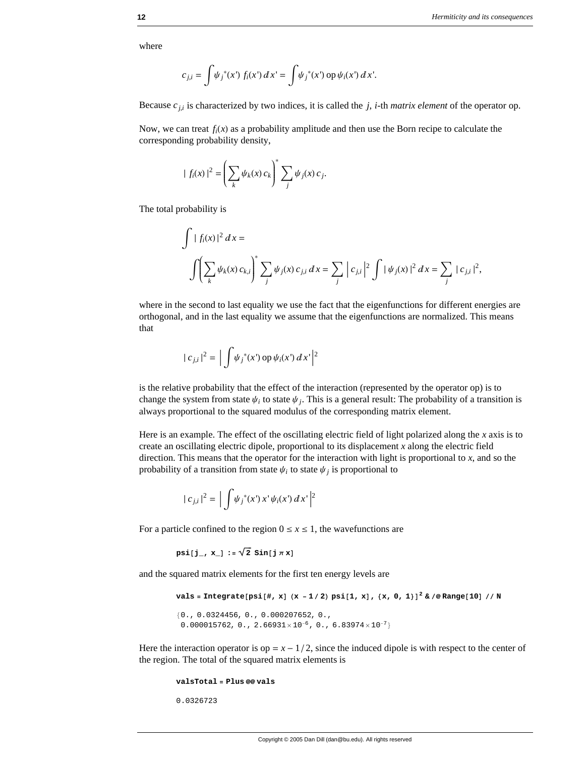where

$$c_{j,i} = \int \psi_j^*(x')\; f_i(x')\, dx' = \int \psi_j^*(x')\, \mathrm{op}\, \psi_i(x')\, dx'.$$

Because $c_{j,i}$ is characterized by two indices, it is called the $j$, $i$-th *matrix element* of the operator op.

Now, we can treat $f_i(x)$ as a probability amplitude and then use the Born recipe to calculate the corresponding probability density,

$$|\; f_i(x)\,|^2 = \left(\sum_k \psi_k(x)\, c_k\right)^* \sum_j \psi_j(x)\, c_j.$$

The total probability is

$$\int |\; f_i(x)\,|^2\, dx =$$

$$\int \left(\sum_k \psi_k(x)\, c_{k,i}\right)^* \sum_j \psi_j(x)\, c_{j,i}\, dx = \sum_j \left| c_{j,i} \right|^2 \int |\, \psi_j(x)\,|^2\, dx = \sum_j |\, c_{j,i}\,|^2,$$

where in the second to last equality we use the fact that the eigenfunctions for different energies are orthogonal, and in the last equality we assume that the eigenfunctions are normalized. This means that

$$|\, c_{j,i}\,|^2 = \left| \int \psi_j^*(x')\, \mathrm{op}\, \psi_i(x')\, dx' \right|^2$$

is the relative probability that the effect of the interaction (represented by the operator op) is to change the system from state $\psi_i$ to state $\psi_j$. This is a general result: The probability of a transition is always proportional to the squared modulus of the corresponding matrix element.

Here is an example. The effect of the oscillating electric field of light polarized along the $x$ axis is to create an oscillating electric dipole, proportional to its displacement $x$ along the electric field direction. This means that the operator for the interaction with light is proportional to $x$, and so the probability of a transition from state $\psi_i$ to state $\psi_j$ is proportional to

$$|\, c_{j,i}\,|^2 = \left| \int \psi_j^*(x')\, x'\, \psi_i(x')\, dx' \right|^2$$

For a particle confined to the region $0 \le x \le 1$, the wavefunctions are

```
psi[j_, x_] := √2 Sin[j π x]
```

and the squared matrix elements for the first ten energy levels are

```
vals = Integrate[psi[#, x] (x - 1/2) psi[1, x], {x, 0, 1}]^2 & /@ Range[10] // N
```

```
{0., 0.0324456, 0., 0.000207652, 0.,
 0.000015762, 0., 2.66931×10^-6, 0., 6.83974×10^-7}
```

Here the interaction operator is $\mathrm{op} = x - 1/2$, since the induced dipole is with respect to the center of the region. The total of the squared matrix elements is

```
valsTotal = Plus @@ vals
```

```
0.0326723
```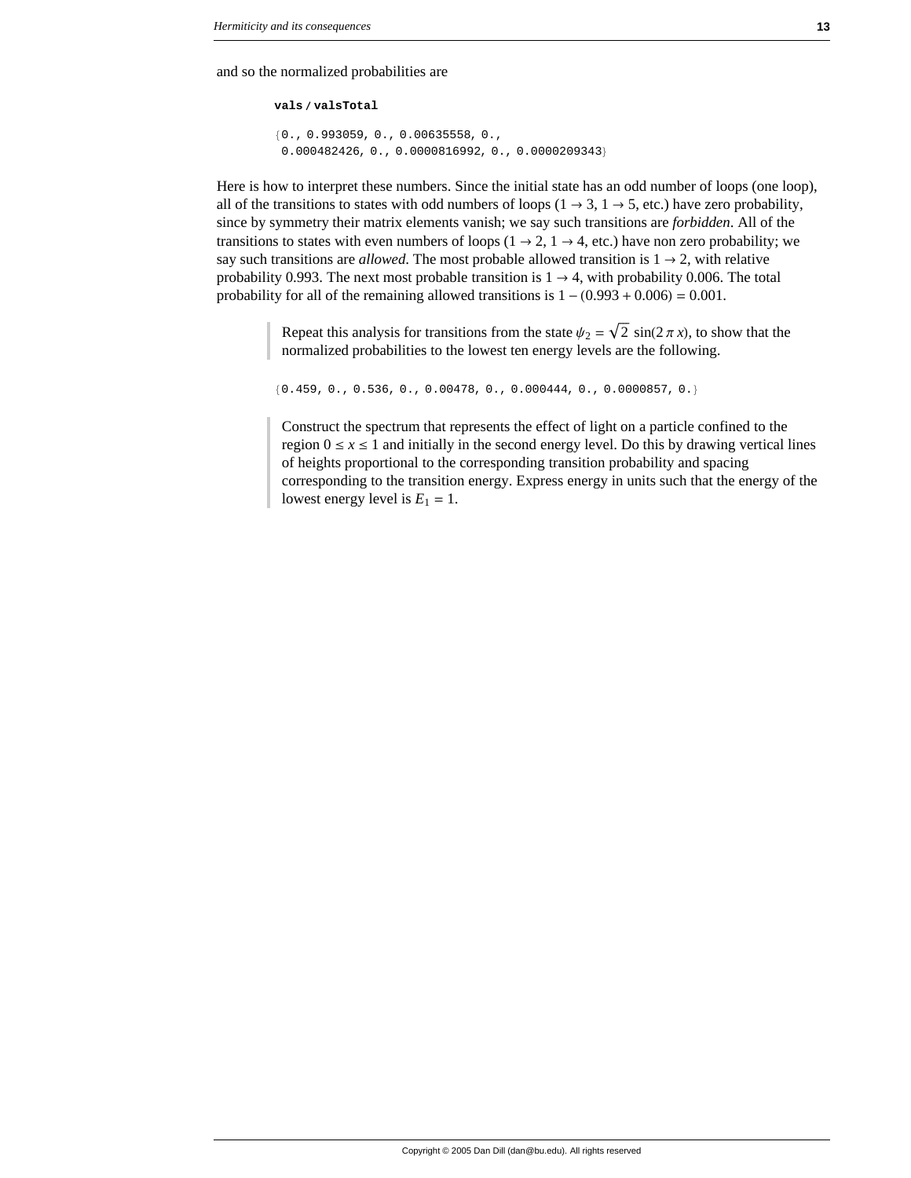and so the normalized probabilities are

```
vals / valsTotal

{0., 0.993059, 0., 0.00635558, 0.,
 0.000482426, 0., 0.0000816992, 0., 0.0000209343}
```

Here is how to interpret these numbers. Since the initial state has an odd number of loops (one loop), all of the transitions to states with odd numbers of loops ($1 \to 3$, $1 \to 5$, etc.) have zero probability, since by symmetry their matrix elements vanish; we say such transitions are *forbidden*. All of the transitions to states with even numbers of loops ($1 \to 2$, $1 \to 4$, etc.) have non zero probability; we say such transitions are *allowed*. The most probable allowed transition is $1 \to 2$, with relative probability 0.993. The next most probable transition is $1 \to 4$, with probability 0.006. The total probability for all of the remaining allowed transitions is $1 - (0.993 + 0.006) = 0.001$.

> Repeat this analysis for transitions from the state $\psi_2 = \sqrt{2}\,\sin(2\,\pi\,x)$, to show that the normalized probabilities to the lowest ten energy levels are the following.

```
{0.459, 0., 0.536, 0., 0.00478, 0., 0.000444, 0., 0.0000857, 0.}
```

> Construct the spectrum that represents the effect of light on a particle confined to the region $0 \le x \le 1$ and initially in the second energy level. Do this by drawing vertical lines of heights proportional to the corresponding transition probability and spacing corresponding to the transition energy. Express energy in units such that the energy of the lowest energy level is $E_1 = 1$.